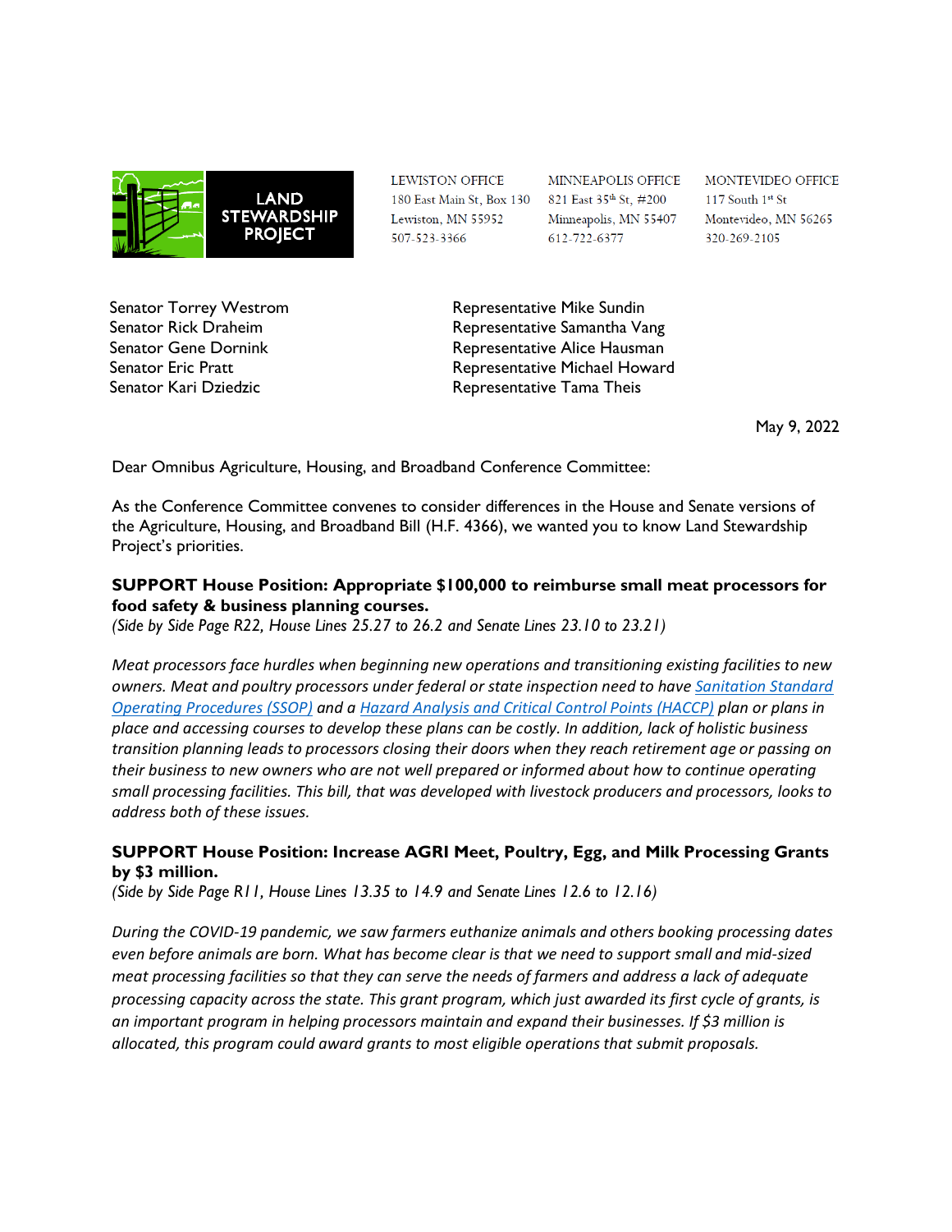**LAND STEWARDSHIP PROJECT**

LEWISTON OFFICE
180 East Main St, Box 130
Lewiston, MN 55952
507-523-3366

MINNEAPOLIS OFFICE
821 East 35th St, #200
Minneapolis, MN 55407
612-722-6377

MONTEVIDEO OFFICE
117 South 1st St
Montevideo, MN 56265
320-269-2105

Senator Torrey Westrom
Senator Rick Draheim
Senator Gene Dornink
Senator Eric Pratt
Senator Kari Dziedzic

Representative Mike Sundin
Representative Samantha Vang
Representative Alice Hausman
Representative Michael Howard
Representative Tama Theis

May 9, 2022

Dear Omnibus Agriculture, Housing, and Broadband Conference Committee:

As the Conference Committee convenes to consider differences in the House and Senate versions of the Agriculture, Housing, and Broadband Bill (H.F. 4366), we wanted you to know Land Stewardship Project's priorities.

**SUPPORT House Position: Appropriate $100,000 to reimburse small meat processors for food safety & business planning courses.**
*(Side by Side Page R22, House Lines 25.27 to 26.2 and Senate Lines 23.10 to 23.21)*

*Meat processors face hurdles when beginning new operations and transitioning existing facilities to new owners. Meat and poultry processors under federal or state inspection need to have [Sanitation Standard Operating Procedures (SSOP)]() and a [Hazard Analysis and Critical Control Points (HACCP)]() plan or plans in place and accessing courses to develop these plans can be costly. In addition, lack of holistic business transition planning leads to processors closing their doors when they reach retirement age or passing on their business to new owners who are not well prepared or informed about how to continue operating small processing facilities. This bill, that was developed with livestock producers and processors, looks to address both of these issues.*

**SUPPORT House Position: Increase AGRI Meet, Poultry, Egg, and Milk Processing Grants by $3 million.**
*(Side by Side Page R11, House Lines 13.35 to 14.9 and Senate Lines 12.6 to 12.16)*

*During the COVID-19 pandemic, we saw farmers euthanize animals and others booking processing dates even before animals are born. What has become clear is that we need to support small and mid-sized meat processing facilities so that they can serve the needs of farmers and address a lack of adequate processing capacity across the state. This grant program, which just awarded its first cycle of grants, is an important program in helping processors maintain and expand their businesses. If $3 million is allocated, this program could award grants to most eligible operations that submit proposals.*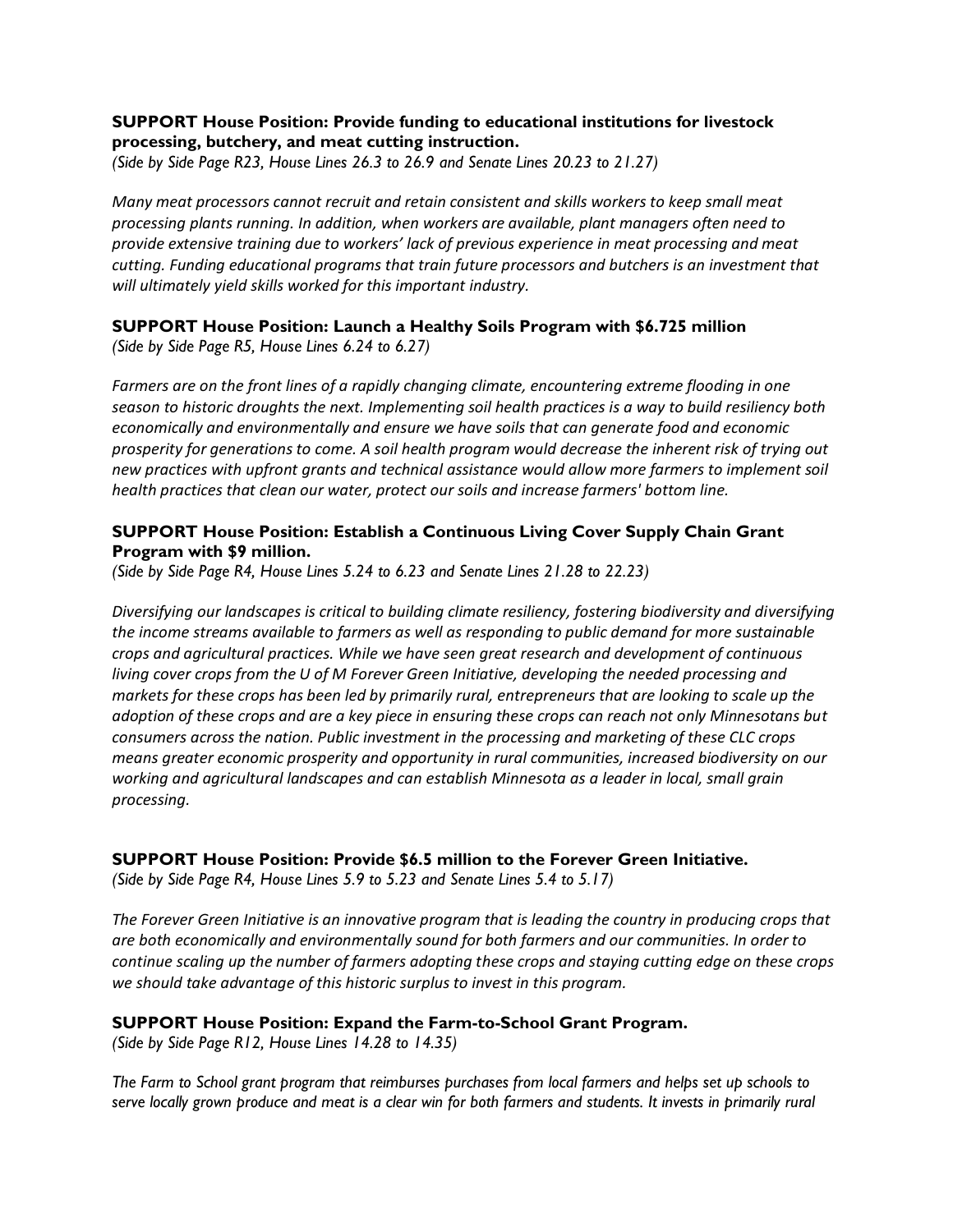**SUPPORT House Position: Provide funding to educational institutions for livestock processing, butchery, and meat cutting instruction.**
*(Side by Side Page R23, House Lines 26.3 to 26.9 and Senate Lines 20.23 to 21.27)*

*Many meat processors cannot recruit and retain consistent and skills workers to keep small meat processing plants running. In addition, when workers are available, plant managers often need to provide extensive training due to workers' lack of previous experience in meat processing and meat cutting. Funding educational programs that train future processors and butchers is an investment that will ultimately yield skills worked for this important industry.*

**SUPPORT House Position: Launch a Healthy Soils Program with $6.725 million**
*(Side by Side Page R5, House Lines 6.24 to 6.27)*

*Farmers are on the front lines of a rapidly changing climate, encountering extreme flooding in one season to historic droughts the next. Implementing soil health practices is a way to build resiliency both economically and environmentally and ensure we have soils that can generate food and economic prosperity for generations to come. A soil health program would decrease the inherent risk of trying out new practices with upfront grants and technical assistance would allow more farmers to implement soil health practices that clean our water, protect our soils and increase farmers' bottom line.*

**SUPPORT House Position: Establish a Continuous Living Cover Supply Chain Grant Program with $9 million.**
*(Side by Side Page R4, House Lines 5.24 to 6.23 and Senate Lines 21.28 to 22.23)*

*Diversifying our landscapes is critical to building climate resiliency, fostering biodiversity and diversifying the income streams available to farmers as well as responding to public demand for more sustainable crops and agricultural practices. While we have seen great research and development of continuous living cover crops from the U of M Forever Green Initiative, developing the needed processing and markets for these crops has been led by primarily rural, entrepreneurs that are looking to scale up the adoption of these crops and are a key piece in ensuring these crops can reach not only Minnesotans but consumers across the nation. Public investment in the processing and marketing of these CLC crops means greater economic prosperity and opportunity in rural communities, increased biodiversity on our working and agricultural landscapes and can establish Minnesota as a leader in local, small grain processing.*

**SUPPORT House Position: Provide $6.5 million to the Forever Green Initiative.**
*(Side by Side Page R4, House Lines 5.9 to 5.23 and Senate Lines 5.4 to 5.17)*

*The Forever Green Initiative is an innovative program that is leading the country in producing crops that are both economically and environmentally sound for both farmers and our communities. In order to continue scaling up the number of farmers adopting these crops and staying cutting edge on these crops we should take advantage of this historic surplus to invest in this program.*

**SUPPORT House Position: Expand the Farm-to-School Grant Program.**
*(Side by Side Page R12, House Lines 14.28 to 14.35)*

*The Farm to School grant program that reimburses purchases from local farmers and helps set up schools to serve locally grown produce and meat is a clear win for both farmers and students. It invests in primarily rural*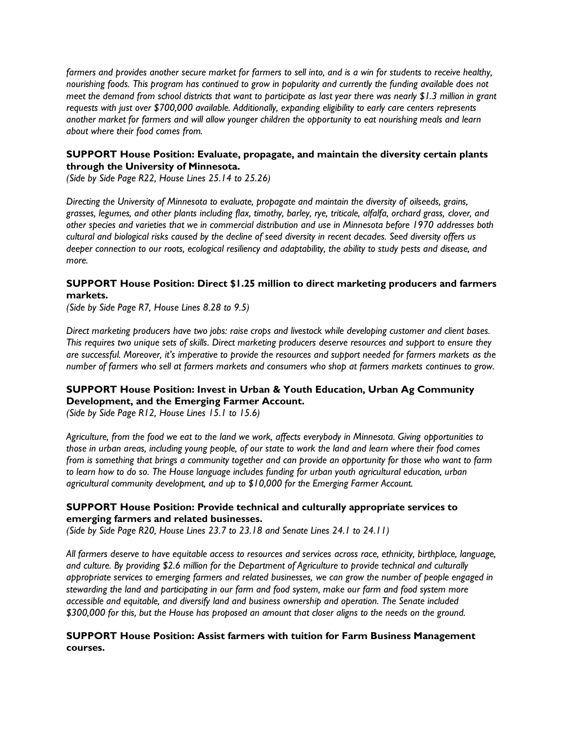*farmers and provides another secure market for farmers to sell into, and is a win for students to receive healthy, nourishing foods. This program has continued to grow in popularity and currently the funding available does not meet the demand from school districts that want to participate as last year there was nearly $1.3 million in grant requests with just over $700,000 available. Additionally, expanding eligibility to early care centers represents another market for farmers and will allow younger children the opportunity to eat nourishing meals and learn about where their food comes from.*

**SUPPORT House Position: Evaluate, propagate, and maintain the diversity certain plants through the University of Minnesota.**
*(Side by Side Page R22, House Lines 25.14 to 25.26)*

*Directing the University of Minnesota to evaluate, propagate and maintain the diversity of oilseeds, grains, grasses, legumes, and other plants including flax, timothy, barley, rye, triticale, alfalfa, orchard grass, clover, and other species and varieties that we in commercial distribution and use in Minnesota before 1970 addresses both cultural and biological risks caused by the decline of seed diversity in recent decades. Seed diversity offers us deeper connection to our roots, ecological resiliency and adaptability, the ability to study pests and disease, and more.*

**SUPPORT House Position: Direct $1.25 million to direct marketing producers and farmers markets.**
*(Side by Side Page R7, House Lines 8.28 to 9.5)*

*Direct marketing producers have two jobs: raise crops and livestock while developing customer and client bases. This requires two unique sets of skills. Direct marketing producers deserve resources and support to ensure they are successful. Moreover, it's imperative to provide the resources and support needed for farmers markets as the number of farmers who sell at farmers markets and consumers who shop at farmers markets continues to grow.*

**SUPPORT House Position: Invest in Urban & Youth Education, Urban Ag Community Development, and the Emerging Farmer Account.**
*(Side by Side Page R12, House Lines 15.1 to 15.6)*

*Agriculture, from the food we eat to the land we work, affects everybody in Minnesota. Giving opportunities to those in urban areas, including young people, of our state to work the land and learn where their food comes from is something that brings a community together and can provide an opportunity for those who want to farm to learn how to do so. The House language includes funding for urban youth agricultural education, urban agricultural community development, and up to $10,000 for the Emerging Farmer Account.*

**SUPPORT House Position: Provide technical and culturally appropriate services to emerging farmers and related businesses.**
*(Side by Side Page R20, House Lines 23.7 to 23.18 and Senate Lines 24.1 to 24.11)*

*All farmers deserve to have equitable access to resources and services across race, ethnicity, birthplace, language, and culture. By providing $2.6 million for the Department of Agriculture to provide technical and culturally appropriate services to emerging farmers and related businesses, we can grow the number of people engaged in stewarding the land and participating in our farm and food system, make our farm and food system more accessible and equitable, and diversify land and business ownership and operation. The Senate included $300,000 for this, but the House has proposed an amount that closer aligns to the needs on the ground.*

**SUPPORT House Position: Assist farmers with tuition for Farm Business Management courses.**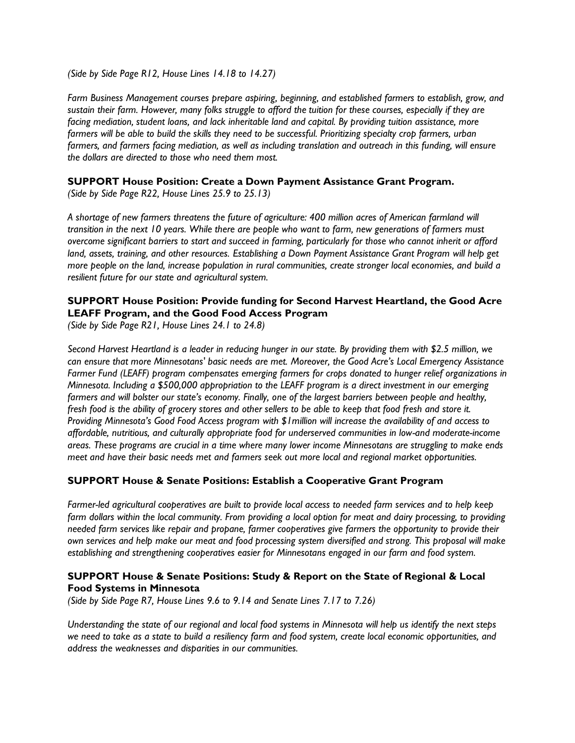*(Side by Side Page R12, House Lines 14.18 to 14.27)*

*Farm Business Management courses prepare aspiring, beginning, and established farmers to establish, grow, and sustain their farm. However, many folks struggle to afford the tuition for these courses, especially if they are facing mediation, student loans, and lack inheritable land and capital. By providing tuition assistance, more farmers will be able to build the skills they need to be successful. Prioritizing specialty crop farmers, urban farmers, and farmers facing mediation, as well as including translation and outreach in this funding, will ensure the dollars are directed to those who need them most.*

**SUPPORT House Position: Create a Down Payment Assistance Grant Program.**
*(Side by Side Page R22, House Lines 25.9 to 25.13)*

*A shortage of new farmers threatens the future of agriculture: 400 million acres of American farmland will transition in the next 10 years. While there are people who want to farm, new generations of farmers must overcome significant barriers to start and succeed in farming, particularly for those who cannot inherit or afford land, assets, training, and other resources. Establishing a Down Payment Assistance Grant Program will help get more people on the land, increase population in rural communities, create stronger local economies, and build a resilient future for our state and agricultural system.*

**SUPPORT House Position: Provide funding for Second Harvest Heartland, the Good Acre LEAFF Program, and the Good Food Access Program**
*(Side by Side Page R21, House Lines 24.1 to 24.8)*

*Second Harvest Heartland is a leader in reducing hunger in our state. By providing them with $2.5 million, we can ensure that more Minnesotans' basic needs are met. Moreover, the Good Acre's Local Emergency Assistance Farmer Fund (LEAFF) program compensates emerging farmers for crops donated to hunger relief organizations in Minnesota. Including a $500,000 appropriation to the LEAFF program is a direct investment in our emerging farmers and will bolster our state's economy. Finally, one of the largest barriers between people and healthy, fresh food is the ability of grocery stores and other sellers to be able to keep that food fresh and store it. Providing Minnesota's Good Food Access program with $1million will increase the availability of and access to affordable, nutritious, and culturally appropriate food for underserved communities in low-and moderate-income areas. These programs are crucial in a time where many lower income Minnesotans are struggling to make ends meet and have their basic needs met and farmers seek out more local and regional market opportunities.*

**SUPPORT House & Senate Positions: Establish a Cooperative Grant Program**

*Farmer-led agricultural cooperatives are built to provide local access to needed farm services and to help keep farm dollars within the local community. From providing a local option for meat and dairy processing, to providing needed farm services like repair and propane, farmer cooperatives give farmers the opportunity to provide their own services and help make our meat and food processing system diversified and strong. This proposal will make establishing and strengthening cooperatives easier for Minnesotans engaged in our farm and food system.*

**SUPPORT House & Senate Positions: Study & Report on the State of Regional & Local Food Systems in Minnesota**
*(Side by Side Page R7, House Lines 9.6 to 9.14 and Senate Lines 7.17 to 7.26)*

*Understanding the state of our regional and local food systems in Minnesota will help us identify the next steps we need to take as a state to build a resiliency farm and food system, create local economic opportunities, and address the weaknesses and disparities in our communities.*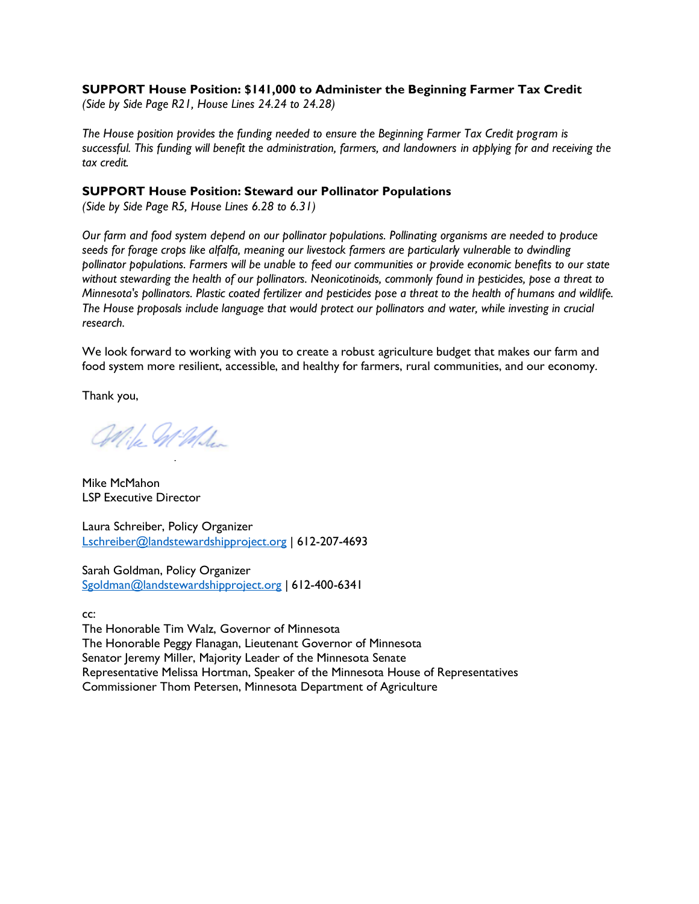**SUPPORT House Position: $141,000 to Administer the Beginning Farmer Tax Credit**
*(Side by Side Page R21, House Lines 24.24 to 24.28)*

*The House position provides the funding needed to ensure the Beginning Farmer Tax Credit program is successful. This funding will benefit the administration, farmers, and landowners in applying for and receiving the tax credit.*

**SUPPORT House Position: Steward our Pollinator Populations**
*(Side by Side Page R5, House Lines 6.28 to 6.31)*

*Our farm and food system depend on our pollinator populations. Pollinating organisms are needed to produce seeds for forage crops like alfalfa, meaning our livestock farmers are particularly vulnerable to dwindling pollinator populations. Farmers will be unable to feed our communities or provide economic benefits to our state without stewarding the health of our pollinators. Neonicotinoids, commonly found in pesticides, pose a threat to Minnesota's pollinators. Plastic coated fertilizer and pesticides pose a threat to the health of humans and wildlife. The House proposals include language that would protect our pollinators and water, while investing in crucial research.*

We look forward to working with you to create a robust agriculture budget that makes our farm and food system more resilient, accessible, and healthy for farmers, rural communities, and our economy.

Thank you,

Mike McMahon
LSP Executive Director

Laura Schreiber, Policy Organizer
Lschreiber@landstewardshipproject.org | 612-207-4693

Sarah Goldman, Policy Organizer
Sgoldman@landstewardshipproject.org | 612-400-6341

cc:
The Honorable Tim Walz, Governor of Minnesota
The Honorable Peggy Flanagan, Lieutenant Governor of Minnesota
Senator Jeremy Miller, Majority Leader of the Minnesota Senate
Representative Melissa Hortman, Speaker of the Minnesota House of Representatives
Commissioner Thom Petersen, Minnesota Department of Agriculture